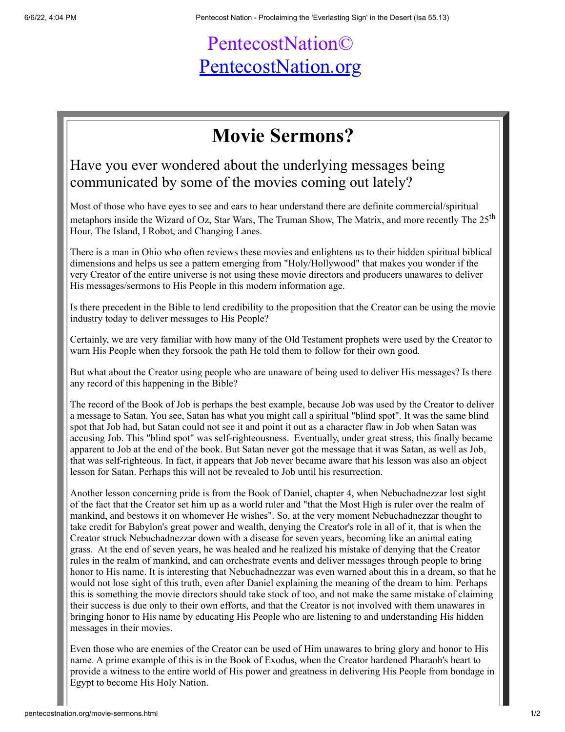PentecostNation©
[PentecostNation.org](http://PentecostNation.org)

# Movie Sermons?

## Have you ever wondered about the underlying messages being communicated by some of the movies coming out lately?

Most of those who have eyes to see and ears to hear understand there are definite commercial/spiritual metaphors inside the Wizard of Oz, Star Wars, The Truman Show, The Matrix, and more recently The 25th Hour, The Island, I Robot, and Changing Lanes.

There is a man in Ohio who often reviews these movies and enlightens us to their hidden spiritual biblical dimensions and helps us see a pattern emerging from "Holy/Hollywood" that makes you wonder if the very Creator of the entire universe is not using these movie directors and producers unawares to deliver His messages/sermons to His People in this modern information age.

Is there precedent in the Bible to lend credibility to the proposition that the Creator can be using the movie industry today to deliver messages to His People?

Certainly, we are very familiar with how many of the Old Testament prophets were used by the Creator to warn His People when they forsook the path He told them to follow for their own good.

But what about the Creator using people who are unaware of being used to deliver His messages? Is there any record of this happening in the Bible?

The record of the Book of Job is perhaps the best example, because Job was used by the Creator to deliver a message to Satan. You see, Satan has what you might call a spiritual "blind spot". It was the same blind spot that Job had, but Satan could not see it and point it out as a character flaw in Job when Satan was accusing Job. This "blind spot" was self-righteousness. Eventually, under great stress, this finally became apparent to Job at the end of the book. But Satan never got the message that it was Satan, as well as Job, that was self-righteous. In fact, it appears that Job never became aware that his lesson was also an object lesson for Satan. Perhaps this will not be revealed to Job until his resurrection.

Another lesson concerning pride is from the Book of Daniel, chapter 4, when Nebuchadnezzar lost sight of the fact that the Creator set him up as a world ruler and "that the Most High is ruler over the realm of mankind, and bestows it on whomever He wishes". So, at the very moment Nebuchadnezzar thought to take credit for Babylon's great power and wealth, denying the Creator's role in all of it, that is when the Creator struck Nebuchadnezzar down with a disease for seven years, becoming like an animal eating grass. At the end of seven years, he was healed and he realized his mistake of denying that the Creator rules in the realm of mankind, and can orchestrate events and deliver messages through people to bring honor to His name. It is interesting that Nebuchadnezzar was even warned about this in a dream, so that he would not lose sight of this truth, even after Daniel explaining the meaning of the dream to him. Perhaps this is something the movie directors should take stock of too, and not make the same mistake of claiming their success is due only to their own efforts, and that the Creator is not involved with them unawares in bringing honor to His name by educating His People who are listening to and understanding His hidden messages in their movies.

Even those who are enemies of the Creator can be used of Him unawares to bring glory and honor to His name. A prime example of this is in the Book of Exodus, when the Creator hardened Pharaoh's heart to provide a witness to the entire world of His power and greatness in delivering His People from bondage in Egypt to become His Holy Nation.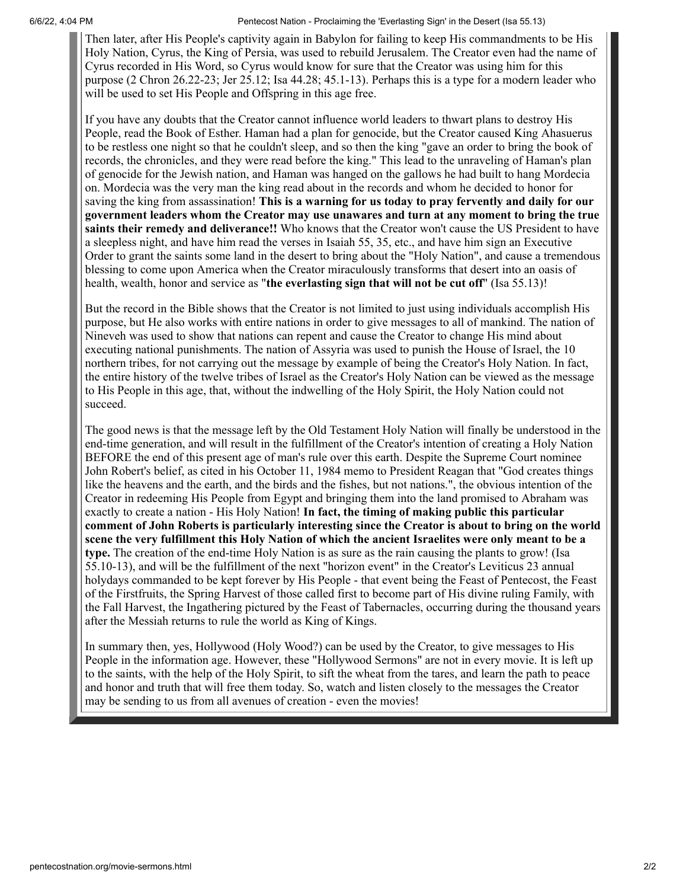Then later, after His People's captivity again in Babylon for failing to keep His commandments to be His Holy Nation, Cyrus, the King of Persia, was used to rebuild Jerusalem. The Creator even had the name of Cyrus recorded in His Word, so Cyrus would know for sure that the Creator was using him for this purpose (2 Chron 26.22-23; Jer 25.12; Isa 44.28; 45.1-13). Perhaps this is a type for a modern leader who will be used to set His People and Offspring in this age free.

If you have any doubts that the Creator cannot influence world leaders to thwart plans to destroy His People, read the Book of Esther. Haman had a plan for genocide, but the Creator caused King Ahasuerus to be restless one night so that he couldn't sleep, and so then the king "gave an order to bring the book of records, the chronicles, and they were read before the king." This lead to the unraveling of Haman's plan of genocide for the Jewish nation, and Haman was hanged on the gallows he had built to hang Mordecia on. Mordecia was the very man the king read about in the records and whom he decided to honor for saving the king from assassination! **This is a warning for us today to pray fervently and daily for our government leaders whom the Creator may use unawares and turn at any moment to bring the true saints their remedy and deliverance!!** Who knows that the Creator won't cause the US President to have a sleepless night, and have him read the verses in Isaiah 55, 35, etc., and have him sign an Executive Order to grant the saints some land in the desert to bring about the "Holy Nation", and cause a tremendous blessing to come upon America when the Creator miraculously transforms that desert into an oasis of health, wealth, honor and service as "**the everlasting sign that will not be cut off**" (Isa 55.13)!

But the record in the Bible shows that the Creator is not limited to just using individuals accomplish His purpose, but He also works with entire nations in order to give messages to all of mankind. The nation of Nineveh was used to show that nations can repent and cause the Creator to change His mind about executing national punishments. The nation of Assyria was used to punish the House of Israel, the 10 northern tribes, for not carrying out the message by example of being the Creator's Holy Nation. In fact, the entire history of the twelve tribes of Israel as the Creator's Holy Nation can be viewed as the message to His People in this age, that, without the indwelling of the Holy Spirit, the Holy Nation could not succeed.

The good news is that the message left by the Old Testament Holy Nation will finally be understood in the end-time generation, and will result in the fulfillment of the Creator's intention of creating a Holy Nation BEFORE the end of this present age of man's rule over this earth. Despite the Supreme Court nominee John Robert's belief, as cited in his October 11, 1984 memo to President Reagan that "God creates things like the heavens and the earth, and the birds and the fishes, but not nations.", the obvious intention of the Creator in redeeming His People from Egypt and bringing them into the land promised to Abraham was exactly to create a nation - His Holy Nation! **In fact, the timing of making public this particular comment of John Roberts is particularly interesting since the Creator is about to bring on the world scene the very fulfillment this Holy Nation of which the ancient Israelites were only meant to be a type.** The creation of the end-time Holy Nation is as sure as the rain causing the plants to grow! (Isa 55.10-13), and will be the fulfillment of the next "horizon event" in the Creator's Leviticus 23 annual holydays commanded to be kept forever by His People - that event being the Feast of Pentecost, the Feast of the Firstfruits, the Spring Harvest of those called first to become part of His divine ruling Family, with the Fall Harvest, the Ingathering pictured by the Feast of Tabernacles, occurring during the thousand years after the Messiah returns to rule the world as King of Kings.

In summary then, yes, Hollywood (Holy Wood?) can be used by the Creator, to give messages to His People in the information age. However, these "Hollywood Sermons" are not in every movie. It is left up to the saints, with the help of the Holy Spirit, to sift the wheat from the tares, and learn the path to peace and honor and truth that will free them today. So, watch and listen closely to the messages the Creator may be sending to us from all avenues of creation - even the movies!